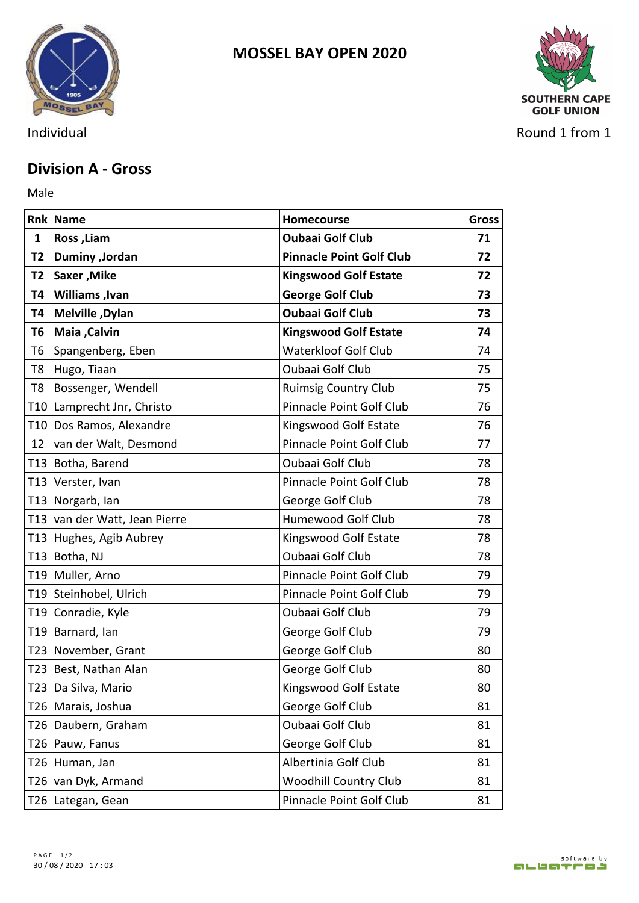# MOSSEL BAY OPEN 2020

SOUTHERN CAPE GOLF UNION

Individual

Round 1 from 1

## Division A - Gross

Male

| Rnk | Name | Homecourse | Gross |
|---|---|---|---|
| **1** | **Ross ,Liam** | **Oubaai Golf Club** | **71** |
| **T2** | **Duminy ,Jordan** | **Pinnacle Point Golf Club** | **72** |
| **T2** | **Saxer ,Mike** | **Kingswood Golf Estate** | **72** |
| **T4** | **Williams ,Ivan** | **George Golf Club** | **73** |
| **T4** | **Melville ,Dylan** | **Oubaai Golf Club** | **73** |
| **T6** | **Maia ,Calvin** | **Kingswood Golf Estate** | **74** |
| T6 | Spangenberg, Eben | Waterkloof Golf Club | 74 |
| T8 | Hugo, Tiaan | Oubaai Golf Club | 75 |
| T8 | Bossenger, Wendell | Ruimsig Country Club | 75 |
| T10 | Lamprecht Jnr, Christo | Pinnacle Point Golf Club | 76 |
| T10 | Dos Ramos, Alexandre | Kingswood Golf Estate | 76 |
| 12 | van der Walt, Desmond | Pinnacle Point Golf Club | 77 |
| T13 | Botha, Barend | Oubaai Golf Club | 78 |
| T13 | Verster, Ivan | Pinnacle Point Golf Club | 78 |
| T13 | Norgarb, Ian | George Golf Club | 78 |
| T13 | van der Watt, Jean Pierre | Humewood Golf Club | 78 |
| T13 | Hughes, Agib Aubrey | Kingswood Golf Estate | 78 |
| T13 | Botha, NJ | Oubaai Golf Club | 78 |
| T19 | Muller, Arno | Pinnacle Point Golf Club | 79 |
| T19 | Steinhobel, Ulrich | Pinnacle Point Golf Club | 79 |
| T19 | Conradie, Kyle | Oubaai Golf Club | 79 |
| T19 | Barnard, Ian | George Golf Club | 79 |
| T23 | November, Grant | George Golf Club | 80 |
| T23 | Best, Nathan Alan | George Golf Club | 80 |
| T23 | Da Silva, Mario | Kingswood Golf Estate | 80 |
| T26 | Marais, Joshua | George Golf Club | 81 |
| T26 | Daubern, Graham | Oubaai Golf Club | 81 |
| T26 | Pauw, Fanus | George Golf Club | 81 |
| T26 | Human, Jan | Albertinia Golf Club | 81 |
| T26 | van Dyk, Armand | Woodhill Country Club | 81 |
| T26 | Lategan, Gean | Pinnacle Point Golf Club | 81 |

30 / 08 / 2020 - 17 : 03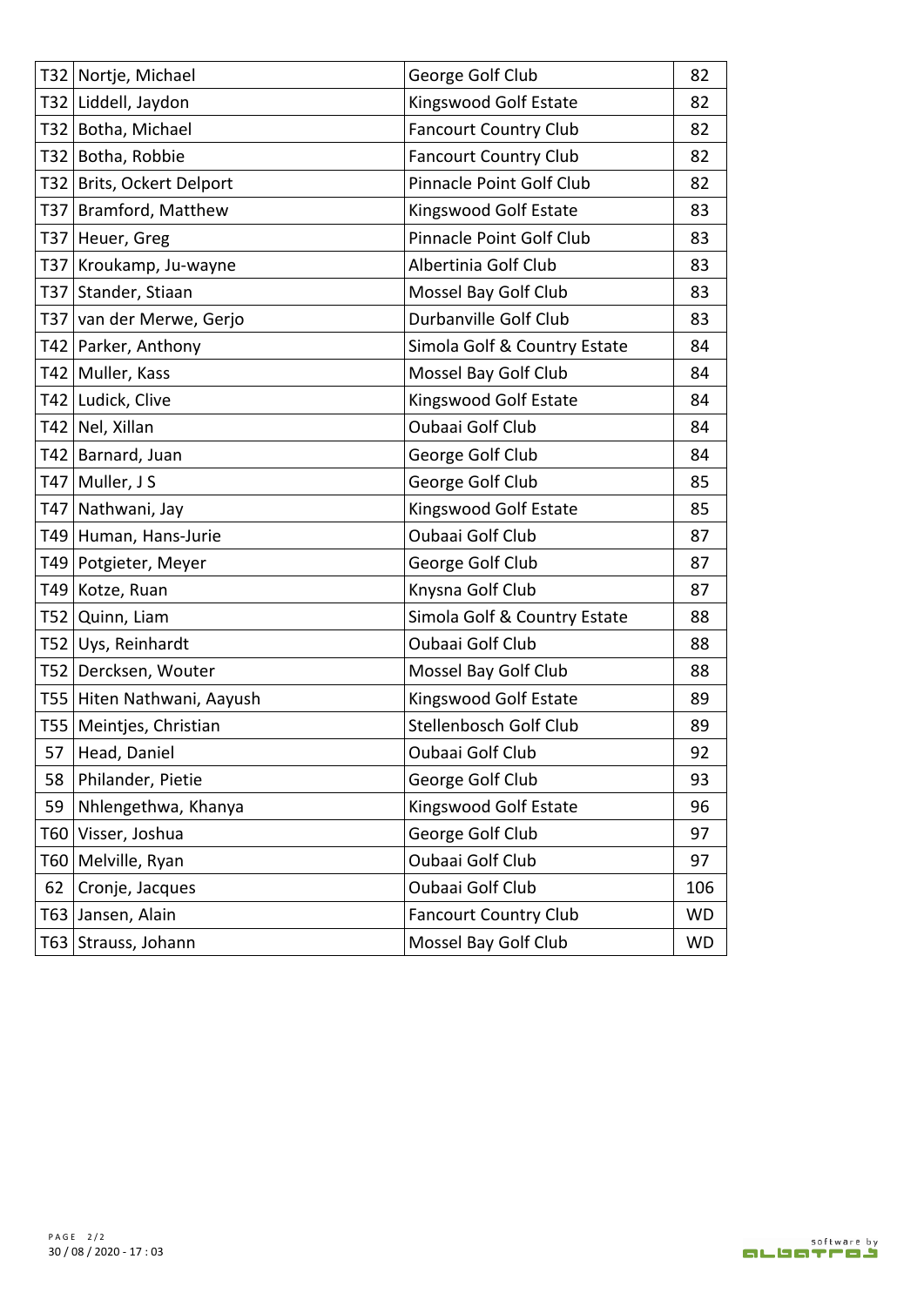| | | | |
|---|---|---|---|
| T32 | Nortje, Michael | George Golf Club | 82 |
| T32 | Liddell, Jaydon | Kingswood Golf Estate | 82 |
| T32 | Botha, Michael | Fancourt Country Club | 82 |
| T32 | Botha, Robbie | Fancourt Country Club | 82 |
| T32 | Brits, Ockert Delport | Pinnacle Point Golf Club | 82 |
| T37 | Bramford, Matthew | Kingswood Golf Estate | 83 |
| T37 | Heuer, Greg | Pinnacle Point Golf Club | 83 |
| T37 | Kroukamp, Ju-wayne | Albertinia Golf Club | 83 |
| T37 | Stander, Stiaan | Mossel Bay Golf Club | 83 |
| T37 | van der Merwe, Gerjo | Durbanville Golf Club | 83 |
| T42 | Parker, Anthony | Simola Golf & Country Estate | 84 |
| T42 | Muller, Kass | Mossel Bay Golf Club | 84 |
| T42 | Ludick, Clive | Kingswood Golf Estate | 84 |
| T42 | Nel, Xillan | Oubaai Golf Club | 84 |
| T42 | Barnard, Juan | George Golf Club | 84 |
| T47 | Muller, J S | George Golf Club | 85 |
| T47 | Nathwani, Jay | Kingswood Golf Estate | 85 |
| T49 | Human, Hans-Jurie | Oubaai Golf Club | 87 |
| T49 | Potgieter, Meyer | George Golf Club | 87 |
| T49 | Kotze, Ruan | Knysna Golf Club | 87 |
| T52 | Quinn, Liam | Simola Golf & Country Estate | 88 |
| T52 | Uys, Reinhardt | Oubaai Golf Club | 88 |
| T52 | Dercksen, Wouter | Mossel Bay Golf Club | 88 |
| T55 | Hiten Nathwani, Aayush | Kingswood Golf Estate | 89 |
| T55 | Meintjes, Christian | Stellenbosch Golf Club | 89 |
| 57 | Head, Daniel | Oubaai Golf Club | 92 |
| 58 | Philander, Pietie | George Golf Club | 93 |
| 59 | Nhlengethwa, Khanya | Kingswood Golf Estate | 96 |
| T60 | Visser, Joshua | George Golf Club | 97 |
| T60 | Melville, Ryan | Oubaai Golf Club | 97 |
| 62 | Cronje, Jacques | Oubaai Golf Club | 106 |
| T63 | Jansen, Alain | Fancourt Country Club | WD |
| T63 | Strauss, Johann | Mossel Bay Golf Club | WD |

30 / 08 / 2020 - 17 : 03

software by albatros